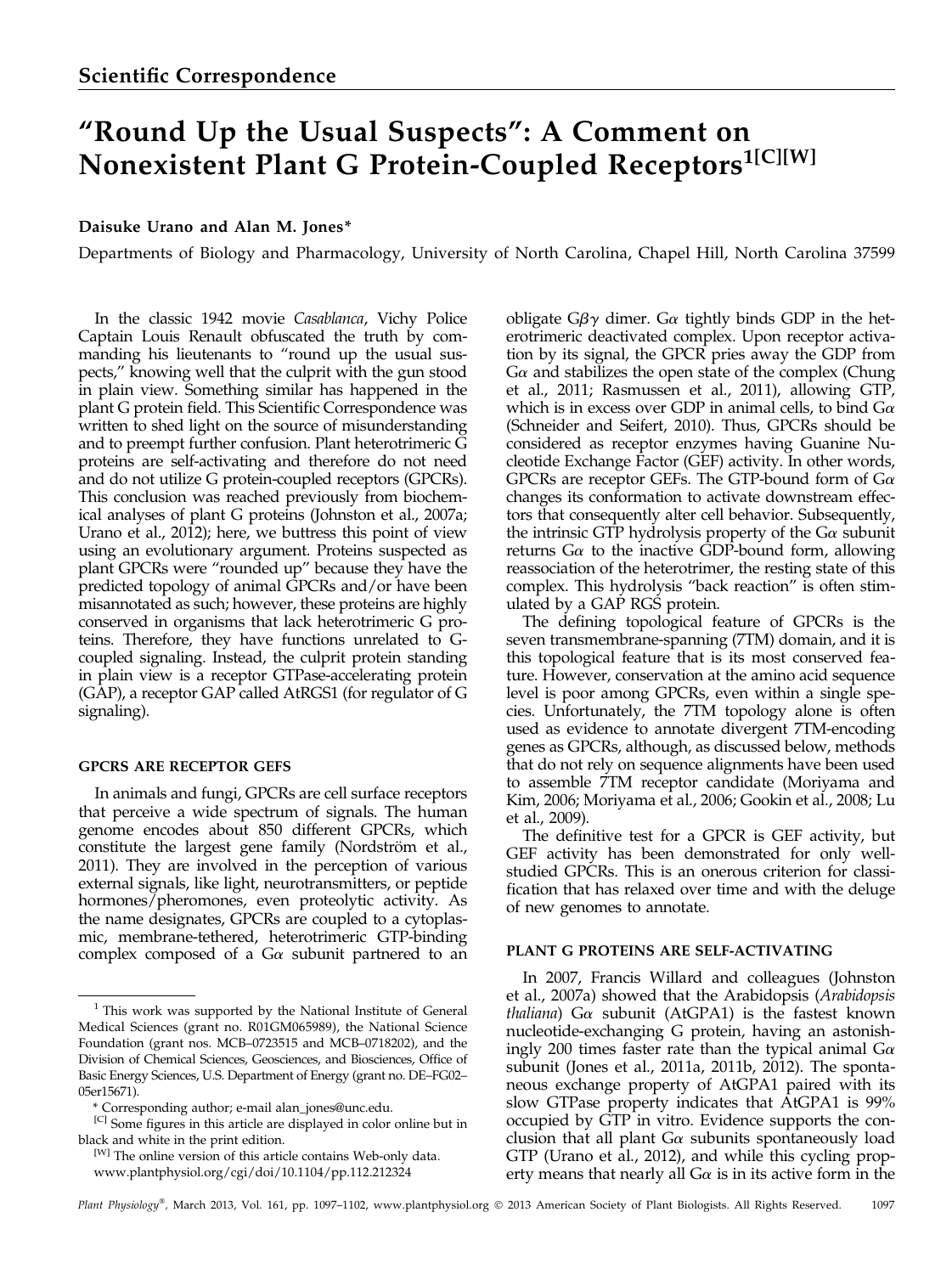Scientific Correspondence

# "Round Up the Usual Suspects": A Comment on Nonexistent Plant G Protein-Coupled Receptors[1[C][W]]

**Daisuke Urano and Alan M. Jones***

Departments of Biology and Pharmacology, University of North Carolina, Chapel Hill, North Carolina 37599

In the classic 1942 movie *Casablanca*, Vichy Police Captain Louis Renault obfuscated the truth by commanding his lieutenants to "round up the usual suspects," knowing well that the culprit with the gun stood in plain view. Something similar has happened in the plant G protein field. This Scientific Correspondence was written to shed light on the source of misunderstanding and to preempt further confusion. Plant heterotrimeric G proteins are self-activating and therefore do not need and do not utilize G protein-coupled receptors (GPCRs). This conclusion was reached previously from biochemical analyses of plant G proteins (Johnston et al., 2007a; Urano et al., 2012); here, we buttress this point of view using an evolutionary argument. Proteins suspected as plant GPCRs were "rounded up" because they have the predicted topology of animal GPCRs and/or have been misannotated as such; however, these proteins are highly conserved in organisms that lack heterotrimeric G proteins. Therefore, they have functions unrelated to G-coupled signaling. Instead, the culprit protein standing in plain view is a receptor GTPase-accelerating protein (GAP), a receptor GAP called AtRGS1 (for regulator of G signaling).

## GPCRS ARE RECEPTOR GEFS

In animals and fungi, GPCRs are cell surface receptors that perceive a wide spectrum of signals. The human genome encodes about 850 different GPCRs, which constitute the largest gene family (Nordström et al., 2011). They are involved in the perception of various external signals, like light, neurotransmitters, or peptide hormones/pheromones, even proteolytic activity. As the name designates, GPCRs are coupled to a cytoplasmic, membrane-tethered, heterotrimeric GTP-binding complex composed of a Gα subunit partnered to an obligate Gβγ dimer. Gα tightly binds GDP in the heterotrimeric deactivated complex. Upon receptor activation by its signal, the GPCR pries away the GDP from Gα and stabilizes the open state of the complex (Chung et al., 2011; Rasmussen et al., 2011), allowing GTP, which is in excess over GDP in animal cells, to bind Gα (Schneider and Seifert, 2010). Thus, GPCRs should be considered as receptor enzymes having Guanine Nucleotide Exchange Factor (GEF) activity. In other words, GPCRs are receptor GEFs. The GTP-bound form of Gα changes its conformation to activate downstream effectors that consequently alter cell behavior. Subsequently, the intrinsic GTP hydrolysis property of the Gα subunit returns Gα to the inactive GDP-bound form, allowing reassociation of the heterotrimer, the resting state of this complex. This hydrolysis "back reaction" is often stimulated by a GAP RGS protein.

The defining topological feature of GPCRs is the seven transmembrane-spanning (7TM) domain, and it is this topological feature that is its most conserved feature. However, conservation at the amino acid sequence level is poor among GPCRs, even within a single species. Unfortunately, the 7TM topology alone is often used as evidence to annotate divergent 7TM-encoding genes as GPCRs, although, as discussed below, methods that do not rely on sequence alignments have been used to assemble 7TM receptor candidate (Moriyama and Kim, 2006; Moriyama et al., 2006; Gookin et al., 2008; Lu et al., 2009).

The definitive test for a GPCR is GEF activity, but GEF activity has been demonstrated for only well-studied GPCRs. This is an onerous criterion for classification that has relaxed over time and with the deluge of new genomes to annotate.

## PLANT G PROTEINS ARE SELF-ACTIVATING

In 2007, Francis Willard and colleagues (Johnston et al., 2007a) showed that the Arabidopsis (*Arabidopsis thaliana*) Gα subunit (AtGPA1) is the fastest known nucleotide-exchanging G protein, having an astonishingly 200 times faster rate than the typical animal Gα subunit (Jones et al., 2011a, 2011b, 2012). The spontaneous exchange property of AtGPA1 paired with its slow GTPase property indicates that AtGPA1 is 99% occupied by GTP in vitro. Evidence supports the conclusion that all plant Gα subunits spontaneously load GTP (Urano et al., 2012), and while this cycling property means that nearly all Gα is in its active form in the

---

[1] This work was supported by the National Institute of General Medical Sciences (grant no. R01GM065989), the National Science Foundation (grant nos. MCB–0723515 and MCB–0718202), and the Division of Chemical Sciences, Geosciences, and Biosciences, Office of Basic Energy Sciences, U.S. Department of Energy (grant no. DE–FG02–05er15671).

\* Corresponding author; e-mail alan_jones@unc.edu.

[C] Some figures in this article are displayed in color online but in black and white in the print edition.

[W] The online version of this article contains Web-only data. www.plantphysiol.org/cgi/doi/10.1104/pp.112.212324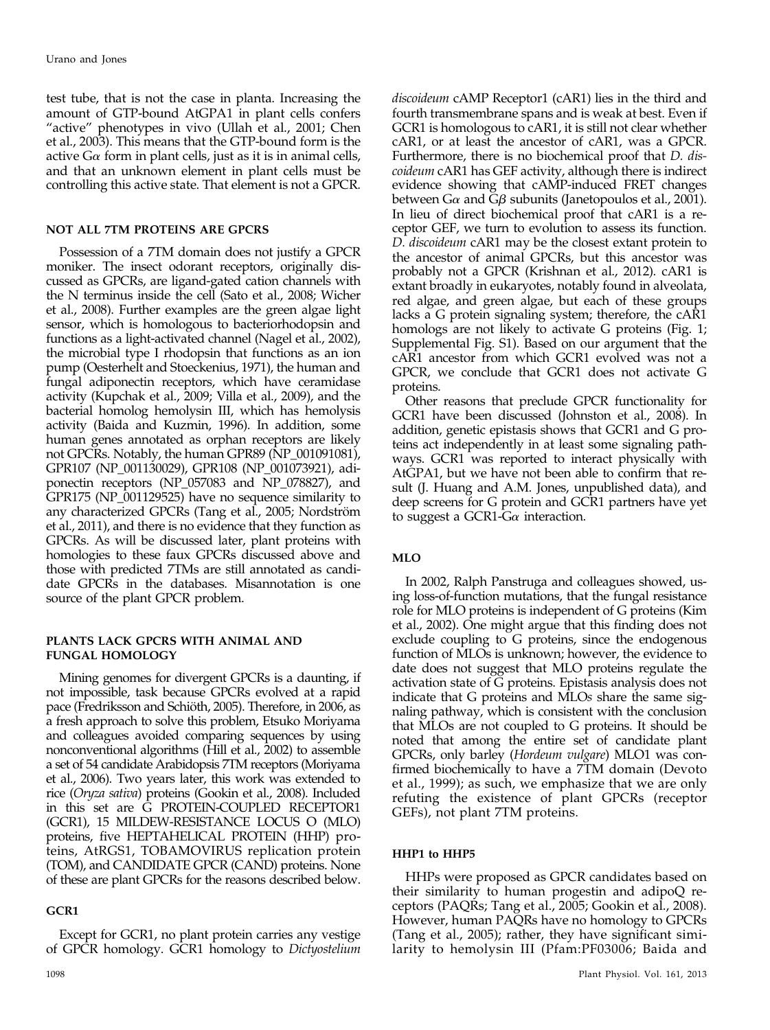test tube, that is not the case in planta. Increasing the amount of GTP-bound AtGPA1 in plant cells confers "active" phenotypes in vivo (Ullah et al., 2001; Chen et al., 2003). This means that the GTP-bound form is the active $G\alpha$ form in plant cells, just as it is in animal cells, and that an unknown element in plant cells must be controlling this active state. That element is not a GPCR.

## NOT ALL 7TM PROTEINS ARE GPCRS

Possession of a 7TM domain does not justify a GPCR moniker. The insect odorant receptors, originally discussed as GPCRs, are ligand-gated cation channels with the N terminus inside the cell (Sato et al., 2008; Wicher et al., 2008). Further examples are the green algae light sensor, which is homologous to bacteriorhodopsin and functions as a light-activated channel (Nagel et al., 2002), the microbial type I rhodopsin that functions as an ion pump (Oesterhelt and Stoeckenius, 1971), the human and fungal adiponectin receptors, which have ceramidase activity (Kupchak et al., 2009; Villa et al., 2009), and the bacterial homolog hemolysin III, which has hemolysis activity (Baida and Kuzmin, 1996). In addition, some human genes annotated as orphan receptors are likely not GPCRs. Notably, the human GPR89 (NP_001091081), GPR107 (NP_001130029), GPR108 (NP_001073921), adiponectin receptors (NP_057083 and NP_078827), and GPR175 (NP_001129525) have no sequence similarity to any characterized GPCRs (Tang et al., 2005; Nordström et al., 2011), and there is no evidence that they function as GPCRs. As will be discussed later, plant proteins with homologies to these faux GPCRs discussed above and those with predicted 7TMs are still annotated as candidate GPCRs in the databases. Misannotation is one source of the plant GPCR problem.

## PLANTS LACK GPCRS WITH ANIMAL AND FUNGAL HOMOLOGY

Mining genomes for divergent GPCRs is a daunting, if not impossible, task because GPCRs evolved at a rapid pace (Fredriksson and Schiöth, 2005). Therefore, in 2006, as a fresh approach to solve this problem, Etsuko Moriyama and colleagues avoided comparing sequences by using nonconventional algorithms (Hill et al., 2002) to assemble a set of 54 candidate Arabidopsis 7TM receptors (Moriyama et al., 2006). Two years later, this work was extended to rice (*Oryza sativa*) proteins (Gookin et al., 2008). Included in this set are G PROTEIN-COUPLED RECEPTOR1 (GCR1), 15 MILDEW-RESISTANCE LOCUS O (MLO) proteins, five HEPTAHELICAL PROTEIN (HHP) proteins, AtRGS1, TOBAMOVIRUS replication protein (TOM), and CANDIDATE GPCR (CAND) proteins. None of these are plant GPCRs for the reasons described below.

## GCR1

Except for GCR1, no plant protein carries any vestige of GPCR homology. GCR1 homology to *Dictyostelium discoideum* cAMP Receptor1 (cAR1) lies in the third and fourth transmembrane spans and is weak at best. Even if GCR1 is homologous to cAR1, it is still not clear whether cAR1, or at least the ancestor of cAR1, was a GPCR. Furthermore, there is no biochemical proof that *D. discoideum* cAR1 has GEF activity, although there is indirect evidence showing that cAMP-induced FRET changes between $G\alpha$ and $G\beta$ subunits (Janetopoulos et al., 2001). In lieu of direct biochemical proof that cAR1 is a receptor GEF, we turn to evolution to assess its function. *D. discoideum* cAR1 may be the closest extant protein to the ancestor of animal GPCRs, but this ancestor was probably not a GPCR (Krishnan et al., 2012). cAR1 is extant broadly in eukaryotes, notably found in alveolata, red algae, and green algae, but each of these groups lacks a G protein signaling system; therefore, the cAR1 homologs are not likely to activate G proteins (Fig. 1; Supplemental Fig. S1). Based on our argument that the cAR1 ancestor from which GCR1 evolved was not a GPCR, we conclude that GCR1 does not activate G proteins.

Other reasons that preclude GPCR functionality for GCR1 have been discussed (Johnston et al., 2008). In addition, genetic epistasis shows that GCR1 and G proteins act independently in at least some signaling pathways. GCR1 was reported to interact physically with AtGPA1, but we have not been able to confirm that result (J. Huang and A.M. Jones, unpublished data), and deep screens for G protein and GCR1 partners have yet to suggest a GCR1-$G\alpha$ interaction.

## MLO

In 2002, Ralph Panstruga and colleagues showed, using loss-of-function mutations, that the fungal resistance role for MLO proteins is independent of G proteins (Kim et al., 2002). One might argue that this finding does not exclude coupling to G proteins, since the endogenous function of MLOs is unknown; however, the evidence to date does not suggest that MLO proteins regulate the activation state of G proteins. Epistasis analysis does not indicate that G proteins and MLO*s* share the same signaling pathway, which is consistent with the conclusion that MLOs are not coupled to G proteins. It should be noted that among the entire set of candidate plant GPCRs, only barley (*Hordeum vulgare*) MLO1 was confirmed biochemically to have a 7TM domain (Devoto et al., 1999); as such, we emphasize that we are only refuting the existence of plant GPCRs (receptor GEFs), not plant 7TM proteins.

## HHP1 to HHP5

HHPs were proposed as GPCR candidates based on their similarity to human progestin and adipoQ receptors (PAQRs; Tang et al., 2005; Gookin et al., 2008). However, human PAQRs have no homology to GPCRs (Tang et al., 2005); rather, they have significant similarity to hemolysin III (Pfam:PF03006; Baida and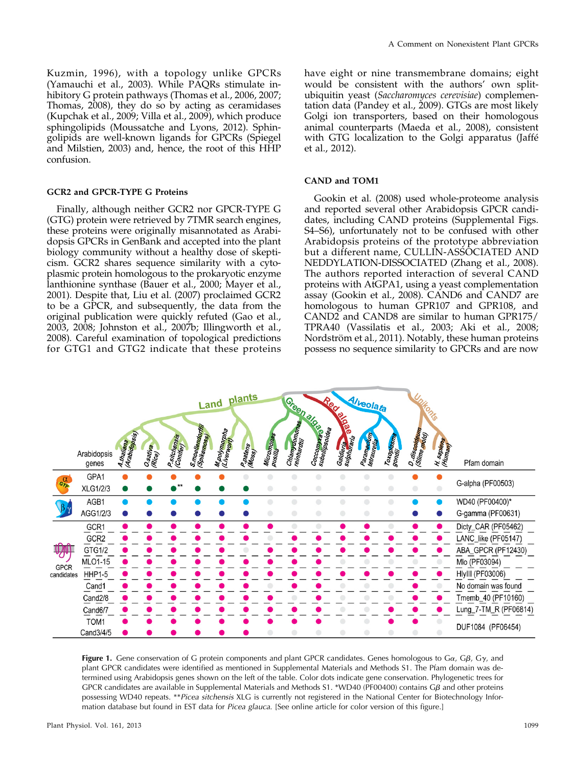Kuzmin, 1996), with a topology unlike GPCRs (Yamauchi et al., 2003). While PAQRs stimulate inhibitory G protein pathways (Thomas et al., 2006, 2007; Thomas, 2008), they do so by acting as ceramidases (Kupchak et al., 2009; Villa et al., 2009), which produce sphingolipids (Moussatche and Lyons, 2012). Sphingolipids are well-known ligands for GPCRs (Spiegel and Milstien, 2003) and, hence, the root of this HHP confusion.

### GCR2 and GPCR-TYPE G Proteins

Finally, although neither GCR2 nor GPCR-TYPE G (GTG) protein were retrieved by 7TMR search engines, these proteins were originally misannotated as Arabidopsis GPCRs in GenBank and accepted into the plant biology community without a healthy dose of skepticism. GCR2 shares sequence similarity with a cytoplasmic protein homologous to the prokaryotic enzyme lanthionine synthase (Bauer et al., 2000; Mayer et al., 2001). Despite that, Liu et al. (2007) proclaimed GCR2 to be a GPCR, and subsequently, the data from the original publication were quickly refuted (Gao et al., 2003, 2008; Johnston et al., 2007b; Illingworth et al., 2008). Careful examination of topological predictions for GTG1 and GTG2 indicate that these proteins have eight or nine transmembrane domains; eight would be consistent with the authors' own split-ubiquitin yeast (*Saccharomyces cerevisiae*) complementation data (Pandey et al., 2009). GTGs are most likely Golgi ion transporters, based on their homologous animal counterparts (Maeda et al., 2008), consistent with GTG localization to the Golgi apparatus (Jaffé et al., 2012).

### CAND and TOM1

Gookin et al. (2008) used whole-proteome analysis and reported several other Arabidopsis GPCR candidates, including CAND proteins (Supplemental Figs. S4–S6), unfortunately not to be confused with other Arabidopsis proteins of the prototype abbreviation but a different name, CULLIN-ASSOCIATED AND NEDDYLATION-DISSOCIATED (Zhang et al., 2008). The authors reported interaction of several CAND proteins with AtGPA1, using a yeast complementation assay (Gookin et al., 2008). CAND6 and CAND7 are homologous to human GPR107 and GPR108, and CAND2 and CAND8 are similar to human GPR175/TPRA40 (Vassilatis et al., 2003; Aki et al., 2008; Nordström et al., 2011). Notably, these human proteins possess no sequence similarity to GPCRs and are now

**Figure 1.** Gene conservation of G protein components and plant GPCR candidates. Genes homologous to Gα, Gβ, Gγ, and plant GPCR candidates were identified as mentioned in Supplemental Materials and Methods S1. The Pfam domain was determined using Arabidopsis genes shown on the left of the table. Color dots indicate gene conservation. Phylogenetic trees for GPCR candidates are available in Supplemental Materials and Methods S1. *WD40 (PF00400) contains Gβ and other proteins possessing WD40 repeats. ***Picea sitchensis* XLG is currently not registered in the National Center for Biotechnology Information database but found in EST data for *Picea glauca*. [See online article for color version of this figure.]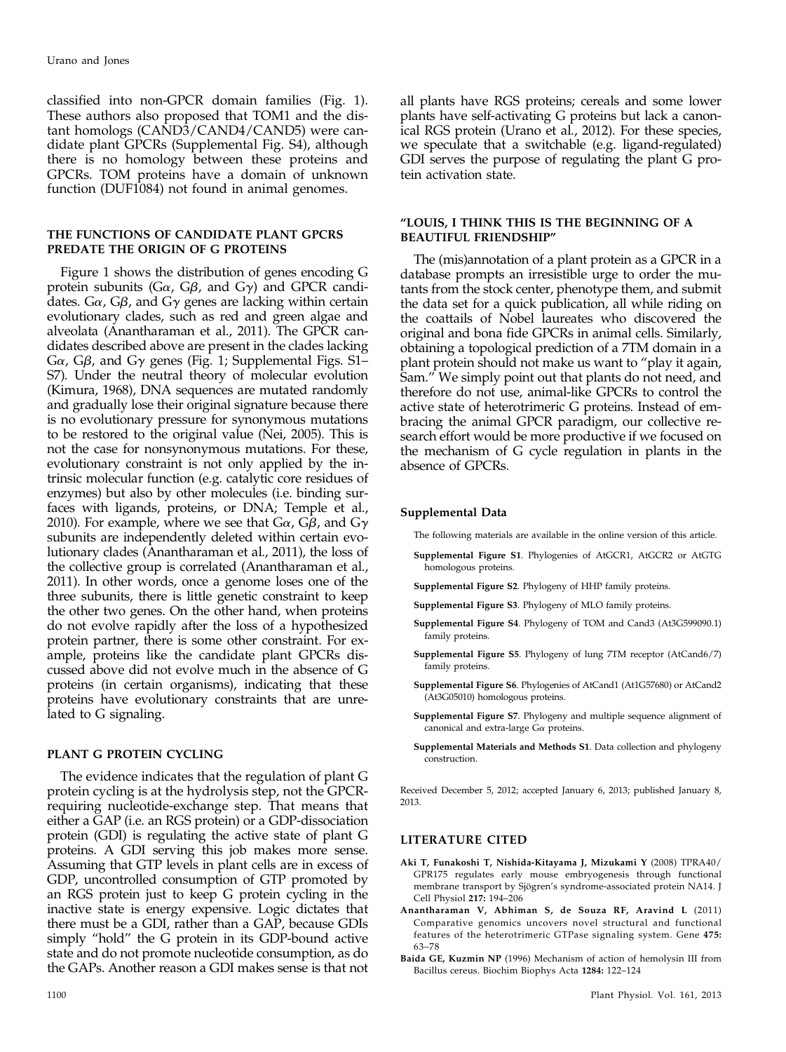classified into non-GPCR domain families (Fig. 1). These authors also proposed that TOM1 and the distant homologs (CAND3/CAND4/CAND5) were candidate plant GPCRs (Supplemental Fig. S4), although there is no homology between these proteins and GPCRs. TOM proteins have a domain of unknown function (DUF1084) not found in animal genomes.

## THE FUNCTIONS OF CANDIDATE PLANT GPCRS PREDATE THE ORIGIN OF G PROTEINS

Figure 1 shows the distribution of genes encoding G protein subunits (G$\alpha$, G$\beta$, and G$\gamma$) and GPCR candidates. G$\alpha$, G$\beta$, and G$\gamma$ genes are lacking within certain evolutionary clades, such as red and green algae and alveolata (Anantharaman et al., 2011). The GPCR candidates described above are present in the clades lacking G$\alpha$, G$\beta$, and G$\gamma$ genes (Fig. 1; Supplemental Figs. S1–S7). Under the neutral theory of molecular evolution (Kimura, 1968), DNA sequences are mutated randomly and gradually lose their original signature because there is no evolutionary pressure for synonymous mutations to be restored to the original value (Nei, 2005). This is not the case for nonsynonymous mutations. For these, evolutionary constraint is not only applied by the intrinsic molecular function (e.g. catalytic core residues of enzymes) but also by other molecules (i.e. binding surfaces with ligands, proteins, or DNA; Temple et al., 2010). For example, where we see that G$\alpha$, G$\beta$, and G$\gamma$ subunits are independently deleted within certain evolutionary clades (Anantharaman et al., 2011), the loss of the collective group is correlated (Anantharaman et al., 2011). In other words, once a genome loses one of the three subunits, there is little genetic constraint to keep the other two genes. On the other hand, when proteins do not evolve rapidly after the loss of a hypothesized protein partner, there is some other constraint. For example, proteins like the candidate plant GPCRs discussed above did not evolve much in the absence of G proteins (in certain organisms), indicating that these proteins have evolutionary constraints that are unrelated to G signaling.

## PLANT G PROTEIN CYCLING

The evidence indicates that the regulation of plant G protein cycling is at the hydrolysis step, not the GPCR-requiring nucleotide-exchange step. That means that either a GAP (i.e. an RGS protein) or a GDP-dissociation protein (GDI) is regulating the active state of plant G proteins. A GDI serving this job makes more sense. Assuming that GTP levels in plant cells are in excess of GDP, uncontrolled consumption of GTP promoted by an RGS protein just to keep G protein cycling in the inactive state is energy expensive. Logic dictates that there must be a GDI, rather than a GAP, because GDIs simply "hold" the G protein in its GDP-bound active state and do not promote nucleotide consumption, as do the GAPs. Another reason a GDI makes sense is that not all plants have RGS proteins; cereals and some lower plants have self-activating G proteins but lack a canonical RGS protein (Urano et al., 2012). For these species, we speculate that a switchable (e.g. ligand-regulated) GDI serves the purpose of regulating the plant G protein activation state.

## "LOUIS, I THINK THIS IS THE BEGINNING OF A BEAUTIFUL FRIENDSHIP"

The (mis)annotation of a plant protein as a GPCR in a database prompts an irresistible urge to order the mutants from the stock center, phenotype them, and submit the data set for a quick publication, all while riding on the coattails of Nobel laureates who discovered the original and bona fide GPCRs in animal cells. Similarly, obtaining a topological prediction of a 7TM domain in a plant protein should not make us want to "play it again, Sam." We simply point out that plants do not need, and therefore do not use, animal-like GPCRs to control the active state of heterotrimeric G proteins. Instead of embracing the animal GPCR paradigm, our collective research effort would be more productive if we focused on the mechanism of G cycle regulation in plants in the absence of GPCRs.

### Supplemental Data

The following materials are available in the online version of this article.

**Supplemental Figure S1**. Phylogenies of AtGCR1, AtGCR2 or AtGTG homologous proteins.

**Supplemental Figure S2**. Phylogeny of HHP family proteins.

**Supplemental Figure S3**. Phylogeny of MLO family proteins.

**Supplemental Figure S4**. Phylogeny of TOM and Cand3 (At3G599090.1) family proteins.

**Supplemental Figure S5**. Phylogeny of lung 7TM receptor (AtCand6/7) family proteins.

**Supplemental Figure S6**. Phylogenies of AtCand1 (At1G57680) or AtCand2 (At3G05010) homologous proteins.

**Supplemental Figure S7**. Phylogeny and multiple sequence alignment of canonical and extra-large G$\alpha$ proteins.

**Supplemental Materials and Methods S1**. Data collection and phylogeny construction.

Received December 5, 2012; accepted January 6, 2013; published January 8, 2013.

## LITERATURE CITED

**Aki T, Funakoshi T, Nishida-Kitayama J, Mizukami Y** (2008) TPRA40/GPR175 regulates early mouse embryogenesis through functional membrane transport by Sjögren's syndrome-associated protein NA14. J Cell Physiol **217:** 194–206

**Anantharaman V, Abhiman S, de Souza RF, Aravind L** (2011) Comparative genomics uncovers novel structural and functional features of the heterotrimeric GTPase signaling system. Gene **475:** 63–78

**Baida GE, Kuzmin NP** (1996) Mechanism of action of hemolysin III from Bacillus cereus. Biochim Biophys Acta **1284:** 122–124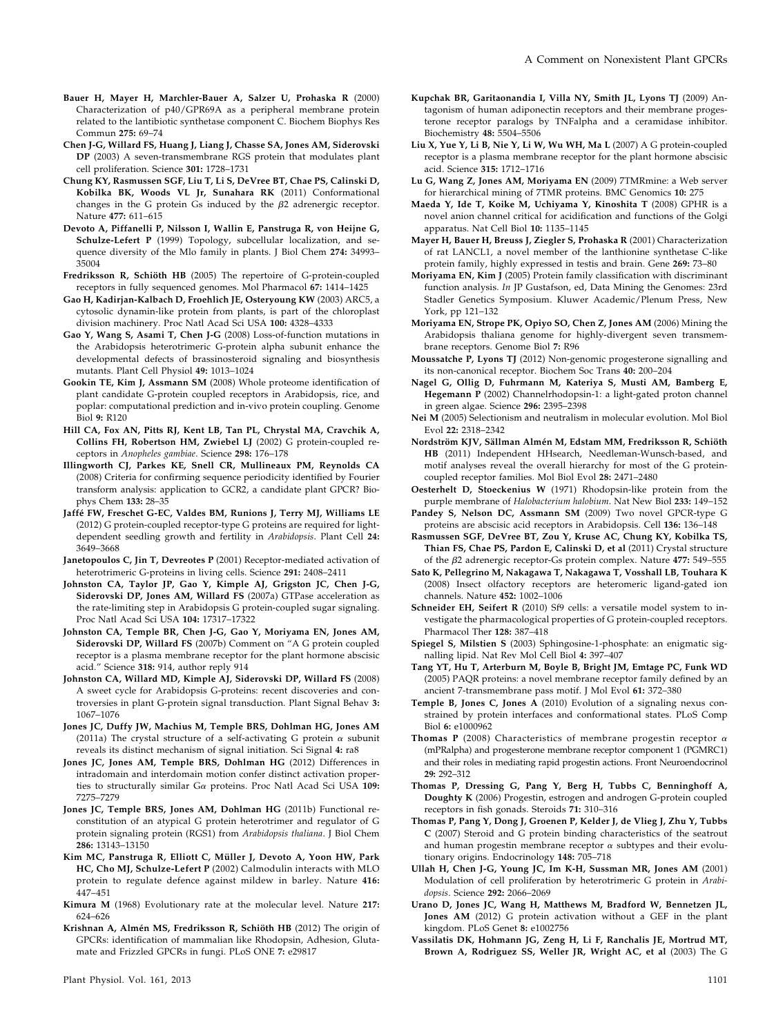**Bauer H, Mayer H, Marchler-Bauer A, Salzer U, Prohaska R** (2000) Characterization of p40/GPR69A as a peripheral membrane protein related to the lantibiotic synthetase component C. Biochem Biophys Res Commun **275:** 69–74

**Chen J-G, Willard FS, Huang J, Liang J, Chasse SA, Jones AM, Siderovski DP** (2003) A seven-transmembrane RGS protein that modulates plant cell proliferation. Science **301:** 1728–1731

**Chung KY, Rasmussen SGF, Liu T, Li S, DeVree BT, Chae PS, Calinski D, Kobilka BK, Woods VL Jr, Sunahara RK** (2011) Conformational changes in the G protein Gs induced by the $\beta$2 adrenergic receptor. Nature **477:** 611–615

**Devoto A, Piffanelli P, Nilsson I, Wallin E, Panstruga R, von Heijne G, Schulze-Lefert P** (1999) Topology, subcellular localization, and sequence diversity of the Mlo family in plants. J Biol Chem **274:** 34993–35004

**Fredriksson R, Schiöth HB** (2005) The repertoire of G-protein-coupled receptors in fully sequenced genomes. Mol Pharmacol **67:** 1414–1425

**Gao H, Kadirjan-Kalbach D, Froehlich JE, Osteryoung KW** (2003) ARC5, a cytosolic dynamin-like protein from plants, is part of the chloroplast division machinery. Proc Natl Acad Sci USA **100:** 4328–4333

**Gao Y, Wang S, Asami T, Chen J-G** (2008) Loss-of-function mutations in the Arabidopsis heterotrimeric G-protein alpha subunit enhance the developmental defects of brassinosteroid signaling and biosynthesis mutants. Plant Cell Physiol **49:** 1013–1024

**Gookin TE, Kim J, Assmann SM** (2008) Whole proteome identification of plant candidate G-protein coupled receptors in Arabidopsis, rice, and poplar: computational prediction and in-vivo protein coupling. Genome Biol **9:** R120

**Hill CA, Fox AN, Pitts RJ, Kent LB, Tan PL, Chrystal MA, Cravchik A, Collins FH, Robertson HM, Zwiebel LJ** (2002) G protein-coupled receptors in *Anopheles gambiae*. Science **298:** 176–178

**Illingworth CJ, Parkes KE, Snell CR, Mullineaux PM, Reynolds CA** (2008) Criteria for confirming sequence periodicity identified by Fourier transform analysis: application to GCR2, a candidate plant GPCR? Biophys Chem **133:** 28–35

**Jaffé FW, Freschet G-EC, Valdes BM, Runions J, Terry MJ, Williams LE** (2012) G protein-coupled receptor-type G proteins are required for light-dependent seedling growth and fertility in *Arabidopsis*. Plant Cell **24:** 3649–3668

**Janetopoulos C, Jin T, Devreotes P** (2001) Receptor-mediated activation of heterotrimeric G-proteins in living cells. Science **291:** 2408–2411

**Johnston CA, Taylor JP, Gao Y, Kimple AJ, Grigston JC, Chen J-G, Siderovski DP, Jones AM, Willard FS** (2007a) GTPase acceleration as the rate-limiting step in Arabidopsis G protein-coupled sugar signaling. Proc Natl Acad Sci USA **104:** 17317–17322

**Johnston CA, Temple BR, Chen J-G, Gao Y, Moriyama EN, Jones AM, Siderovski DP, Willard FS** (2007b) Comment on "A G protein coupled receptor is a plasma membrane receptor for the plant hormone abscisic acid." Science **318:** 914, author reply 914

**Johnston CA, Willard MD, Kimple AJ, Siderovski DP, Willard FS** (2008) A sweet cycle for Arabidopsis G-proteins: recent discoveries and controversies in plant G-protein signal transduction. Plant Signal Behav **3:** 1067–1076

**Jones JC, Duffy JW, Machius M, Temple BRS, Dohlman HG, Jones AM** (2011a) The crystal structure of a self-activating G protein $\alpha$ subunit reveals its distinct mechanism of signal initiation. Sci Signal **4:** ra8

**Jones JC, Jones AM, Temple BRS, Dohlman HG** (2012) Differences in intradomain and interdomain motion confer distinct activation properties to structurally similar G$\alpha$ proteins. Proc Natl Acad Sci USA **109:** 7275–7279

**Jones JC, Temple BRS, Jones AM, Dohlman HG** (2011b) Functional reconstitution of an atypical G protein heterotrimer and regulator of G protein signaling protein (RGS1) from *Arabidopsis thaliana*. J Biol Chem **286:** 13143–13150

**Kim MC, Panstruga R, Elliott C, Müller J, Devoto A, Yoon HW, Park HC, Cho MJ, Schulze-Lefert P** (2002) Calmodulin interacts with MLO protein to regulate defence against mildew in barley. Nature **416:** 447–451

**Kimura M** (1968) Evolutionary rate at the molecular level. Nature **217:** 624–626

**Krishnan A, Almén MS, Fredriksson R, Schiöth HB** (2012) The origin of GPCRs: identification of mammalian like Rhodopsin, Adhesion, Glutamate and Frizzled GPCRs in fungi. PLoS ONE **7:** e29817

**Kupchak BR, Garitaonandia I, Villa NY, Smith JL, Lyons TJ** (2009) Antagonism of human adiponectin receptors and their membrane progesterone receptor paralogs by TNFalpha and a ceramidase inhibitor. Biochemistry **48:** 5504–5506

**Liu X, Yue Y, Li B, Nie Y, Li W, Wu WH, Ma L** (2007) A G protein-coupled receptor is a plasma membrane receptor for the plant hormone abscisic acid. Science **315:** 1712–1716

**Lu G, Wang Z, Jones AM, Moriyama EN** (2009) 7TMRmine: a Web server for hierarchical mining of 7TMR proteins. BMC Genomics **10:** 275

**Maeda Y, Ide T, Koike M, Uchiyama Y, Kinoshita T** (2008) GPHR is a novel anion channel critical for acidification and functions of the Golgi apparatus. Nat Cell Biol **10:** 1135–1145

**Mayer H, Bauer H, Breuss J, Ziegler S, Prohaska R** (2001) Characterization of rat LANCL1, a novel member of the lanthionine synthetase C-like protein family, highly expressed in testis and brain. Gene **269:** 73–80

**Moriyama EN, Kim J** (2005) Protein family classification with discriminant function analysis. *In* JP Gustafson, ed, Data Mining the Genomes: 23rd Stadler Genetics Symposium. Kluwer Academic/Plenum Press, New York, pp 121–132

**Moriyama EN, Strope PK, Opiyo SO, Chen Z, Jones AM** (2006) Mining the Arabidopsis thaliana genome for highly-divergent seven transmembrane receptors. Genome Biol **7:** R96

**Moussatche P, Lyons TJ** (2012) Non-genomic progesterone signalling and its non-canonical receptor. Biochem Soc Trans **40:** 200–204

**Nagel G, Ollig D, Fuhrmann M, Kateriya S, Musti AM, Bamberg E, Hegemann P** (2002) Channelrhodopsin-1: a light-gated proton channel in green algae. Science **296:** 2395–2398

**Nei M** (2005) Selectionism and neutralism in molecular evolution. Mol Biol Evol **22:** 2318–2342

**Nordström KJV, Sällman Almén M, Edstam MM, Fredriksson R, Schiöth HB** (2011) Independent HHsearch, Needleman-Wunsch-based, and motif analyses reveal the overall hierarchy for most of the G protein-coupled receptor families. Mol Biol Evol **28:** 2471–2480

**Oesterhelt D, Stoeckenius W** (1971) Rhodopsin-like protein from the purple membrane of *Halobacterium halobium*. Nat New Biol **233:** 149–152

**Pandey S, Nelson DC, Assmann SM** (2009) Two novel GPCR-type G proteins are abscisic acid receptors in Arabidopsis. Cell **136:** 136–148

**Rasmussen SGF, DeVree BT, Zou Y, Kruse AC, Chung KY, Kobilka TS, Thian FS, Chae PS, Pardon E, Calinski D, et al** (2011) Crystal structure of the $\beta$2 adrenergic receptor-Gs protein complex. Nature **477:** 549–555

**Sato K, Pellegrino M, Nakagawa T, Nakagawa T, Vosshall LB, Touhara K** (2008) Insect olfactory receptors are heteromeric ligand-gated ion channels. Nature **452:** 1002–1006

**Schneider EH, Seifert R** (2010) Sf9 cells: a versatile model system to investigate the pharmacological properties of G protein-coupled receptors. Pharmacol Ther **128:** 387–418

**Spiegel S, Milstien S** (2003) Sphingosine-1-phosphate: an enigmatic signalling lipid. Nat Rev Mol Cell Biol **4:** 397–407

**Tang YT, Hu T, Arterburn M, Boyle B, Bright JM, Emtage PC, Funk WD** (2005) PAQR proteins: a novel membrane receptor family defined by an ancient 7-transmembrane pass motif. J Mol Evol **61:** 372–380

**Temple B, Jones C, Jones A** (2010) Evolution of a signaling nexus constrained by protein interfaces and conformational states. PLoS Comp Biol **6:** e1000962

**Thomas P** (2008) Characteristics of membrane progestin receptor $\alpha$ (mPRalpha) and progesterone membrane receptor component 1 (PGMRC1) and their roles in mediating rapid progestin actions. Front Neuroendocrinol **29:** 292–312

**Thomas P, Dressing G, Pang Y, Berg H, Tubbs C, Benninghoff A, Doughty K** (2006) Progestin, estrogen and androgen G-protein coupled receptors in fish gonads. Steroids **71:** 310–316

**Thomas P, Pang Y, Dong J, Groenen P, Kelder J, de Vlieg J, Zhu Y, Tubbs C** (2007) Steroid and G protein binding characteristics of the seatrout and human progestin membrane receptor $\alpha$ subtypes and their evolutionary origins. Endocrinology **148:** 705–718

**Ullah H, Chen J-G, Young JC, Im K-H, Sussman MR, Jones AM** (2001) Modulation of cell proliferation by heterotrimeric G protein in *Arabidopsis*. Science **292:** 2066–2069

**Urano D, Jones JC, Wang H, Matthews M, Bradford W, Bennetzen JL, Jones AM** (2012) G protein activation without a GEF in the plant kingdom. PLoS Genet **8:** e1002756

**Vassilatis DK, Hohmann JG, Zeng H, Li F, Ranchalis JE, Mortrud MT, Brown A, Rodriguez SS, Weller JR, Wright AC, et al** (2003) The G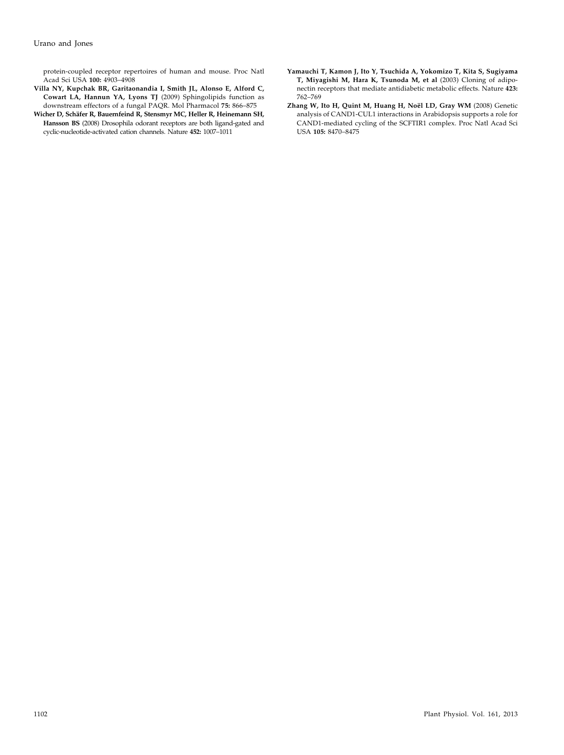protein-coupled receptor repertoires of human and mouse. Proc Natl Acad Sci USA **100:** 4903–4908

**Villa NY, Kupchak BR, Garitaonandia I, Smith JL, Alonso E, Alford C, Cowart LA, Hannun YA, Lyons TJ** (2009) Sphingolipids function as downstream effectors of a fungal PAQR. Mol Pharmacol **75:** 866–875

**Wicher D, Schäfer R, Bauernfeind R, Stensmyr MC, Heller R, Heinemann SH, Hansson BS** (2008) Drosophila odorant receptors are both ligand-gated and cyclic-nucleotide-activated cation channels. Nature **452:** 1007–1011

**Yamauchi T, Kamon J, Ito Y, Tsuchida A, Yokomizo T, Kita S, Sugiyama T, Miyagishi M, Hara K, Tsunoda M, et al** (2003) Cloning of adiponectin receptors that mediate antidiabetic metabolic effects. Nature **423:** 762–769

**Zhang W, Ito H, Quint M, Huang H, Noël LD, Gray WM** (2008) Genetic analysis of CAND1-CUL1 interactions in Arabidopsis supports a role for CAND1-mediated cycling of the SCFTIR1 complex. Proc Natl Acad Sci USA **105:** 8470–8475